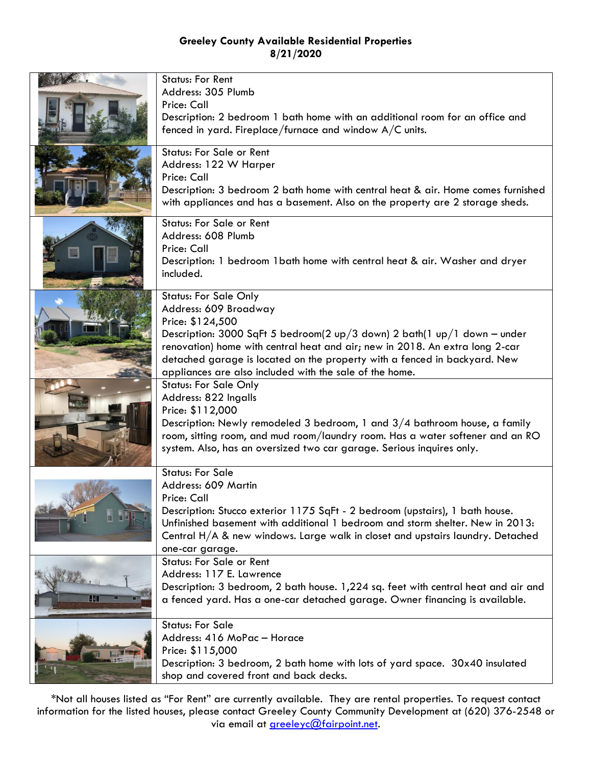**Greeley County Available Residential Properties**
**8/21/2020**

| | |
|---|---|
| | Status: For Rent<br>Address: 305 Plumb<br>Price: Call<br>Description: 2 bedroom 1 bath home with an additional room for an office and fenced in yard. Fireplace/furnace and window A/C units. |
| | Status: For Sale or Rent<br>Address: 122 W Harper<br>Price: Call<br>Description: 3 bedroom 2 bath home with central heat & air. Home comes furnished with appliances and has a basement. Also on the property are 2 storage sheds. |
| | Status: For Sale or Rent<br>Address: 608 Plumb<br>Price: Call<br>Description: 1 bedroom 1bath home with central heat & air. Washer and dryer included. |
| | Status: For Sale Only<br>Address: 609 Broadway<br>Price: $124,500<br>Description: 3000 SqFt 5 bedroom(2 up/3 down) 2 bath(1 up/1 down – under renovation) home with central heat and air; new in 2018. An extra long 2-car detached garage is located on the property with a fenced in backyard. New appliances are also included with the sale of the home. |
| | Status: For Sale Only<br>Address: 822 Ingalls<br>Price: $112,000<br>Description: Newly remodeled 3 bedroom, 1 and 3/4 bathroom house, a family room, sitting room, and mud room/laundry room. Has a water softener and an RO system. Also, has an oversized two car garage. Serious inquires only. |
| | Status: For Sale<br>Address: 609 Martin<br>Price: Call<br>Description: Stucco exterior 1175 SqFt - 2 bedroom (upstairs), 1 bath house. Unfinished basement with additional 1 bedroom and storm shelter. New in 2013: Central H/A & new windows. Large walk in closet and upstairs laundry. Detached one-car garage. |
| | Status: For Sale or Rent<br>Address: 117 E. Lawrence<br>Description: 3 bedroom, 2 bath house. 1,224 sq. feet with central heat and air and a fenced yard. Has a one-car detached garage. Owner financing is available. |
| | Status: For Sale<br>Address: 416 MoPac – Horace<br>Price: $115,000<br>Description: 3 bedroom, 2 bath home with lots of yard space. 30x40 insulated shop and covered front and back decks. |

*Not all houses listed as "For Rent" are currently available. They are rental properties. To request contact information for the listed houses, please contact Greeley County Community Development at (620) 376-2548 or via email at greeleyc@fairpoint.net.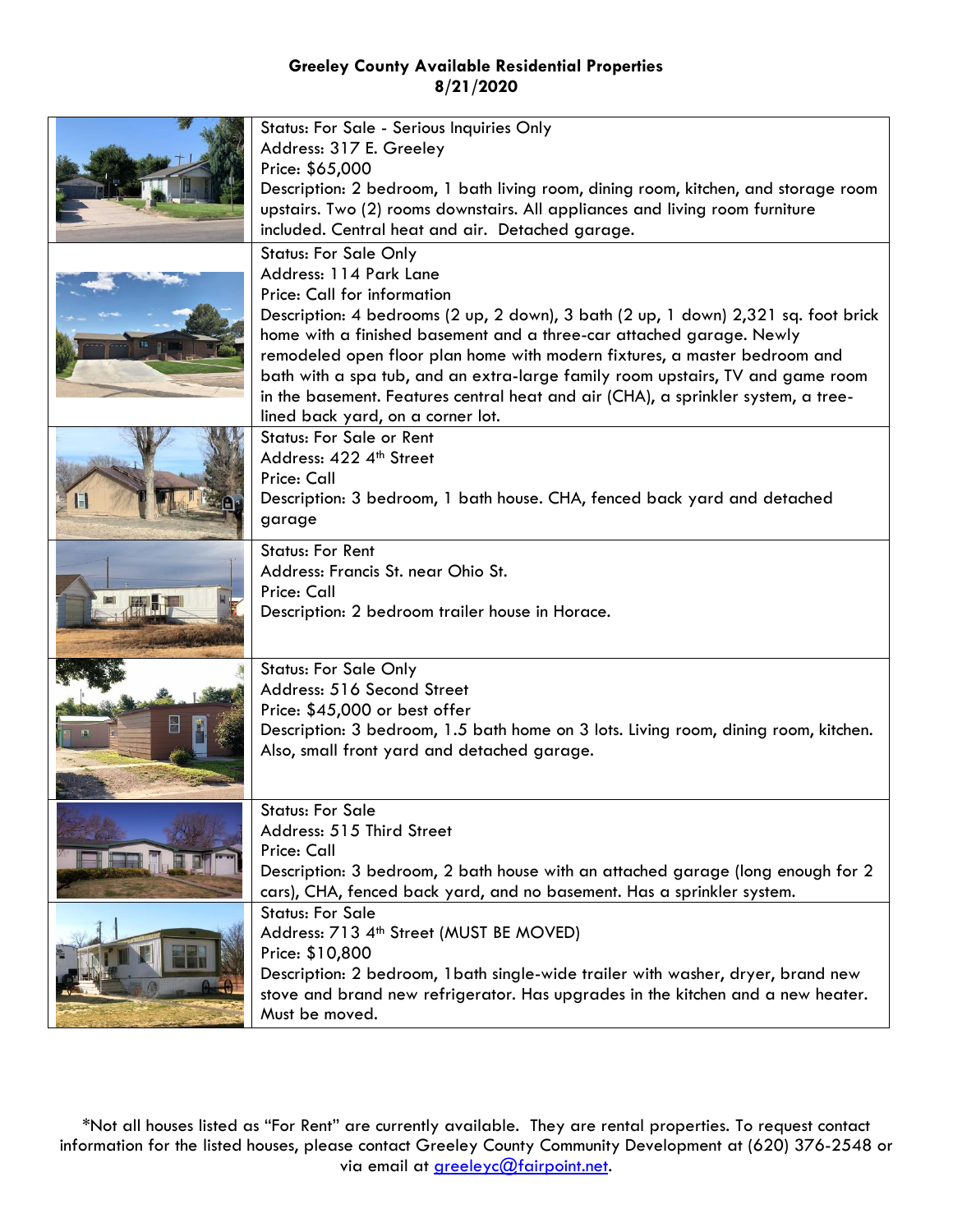**Greeley County Available Residential Properties**
**8/21/2020**

| | |
|---|---|
| | Status: For Sale - Serious Inquiries Only<br>Address: 317 E. Greeley<br>Price: $65,000<br>Description: 2 bedroom, 1 bath living room, dining room, kitchen, and storage room upstairs. Two (2) rooms downstairs. All appliances and living room furniture included. Central heat and air. Detached garage. |
| | Status: For Sale Only<br>Address: 114 Park Lane<br>Price: Call for information<br>Description: 4 bedrooms (2 up, 2 down), 3 bath (2 up, 1 down) 2,321 sq. foot brick home with a finished basement and a three-car attached garage. Newly remodeled open floor plan home with modern fixtures, a master bedroom and bath with a spa tub, and an extra-large family room upstairs, TV and game room in the basement. Features central heat and air (CHA), a sprinkler system, a tree-lined back yard, on a corner lot. |
| | Status: For Sale or Rent<br>Address: 422 4th Street<br>Price: Call<br>Description: 3 bedroom, 1 bath house. CHA, fenced back yard and detached garage |
| | Status: For Rent<br>Address: Francis St. near Ohio St.<br>Price: Call<br>Description: 2 bedroom trailer house in Horace. |
| | Status: For Sale Only<br>Address: 516 Second Street<br>Price: $45,000 or best offer<br>Description: 3 bedroom, 1.5 bath home on 3 lots. Living room, dining room, kitchen. Also, small front yard and detached garage. |
| | Status: For Sale<br>Address: 515 Third Street<br>Price: Call<br>Description: 3 bedroom, 2 bath house with an attached garage (long enough for 2 cars), CHA, fenced back yard, and no basement. Has a sprinkler system. |
| | Status: For Sale<br>Address: 713 4th Street (MUST BE MOVED)<br>Price: $10,800<br>Description: 2 bedroom, 1bath single-wide trailer with washer, dryer, brand new stove and brand new refrigerator. Has upgrades in the kitchen and a new heater. Must be moved. |

*Not all houses listed as "For Rent" are currently available. They are rental properties. To request contact information for the listed houses, please contact Greeley County Community Development at (620) 376-2548 or via email at greeleyc@fairpoint.net.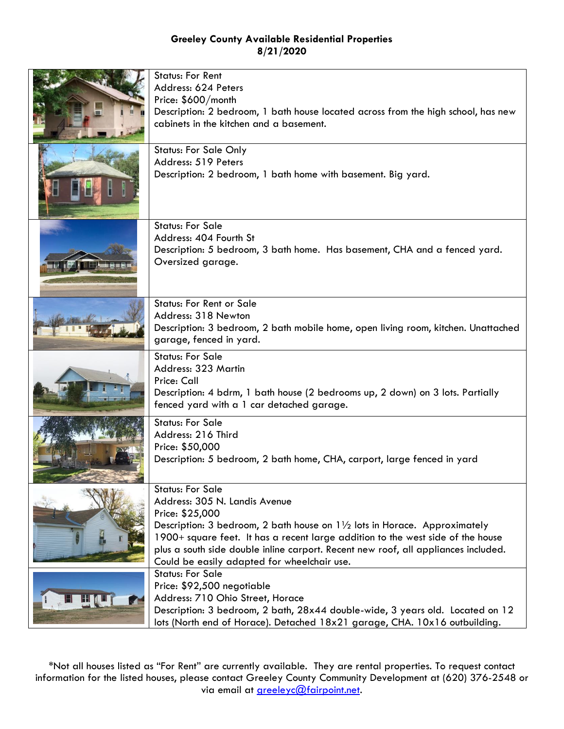**Greeley County Available Residential Properties**
**8/21/2020**

| | |
|---|---|
| | Status: For Rent<br>Address: 624 Peters<br>Price: $600/month<br>Description: 2 bedroom, 1 bath house located across from the high school, has new cabinets in the kitchen and a basement. |
| | Status: For Sale Only<br>Address: 519 Peters<br>Description: 2 bedroom, 1 bath home with basement. Big yard. |
| | Status: For Sale<br>Address: 404 Fourth St<br>Description: 5 bedroom, 3 bath home. Has basement, CHA and a fenced yard. Oversized garage. |
| | Status: For Rent or Sale<br>Address: 318 Newton<br>Description: 3 bedroom, 2 bath mobile home, open living room, kitchen. Unattached garage, fenced in yard. |
| | Status: For Sale<br>Address: 323 Martin<br>Price: Call<br>Description: 4 bdrm, 1 bath house (2 bedrooms up, 2 down) on 3 lots. Partially fenced yard with a 1 car detached garage. |
| | Status: For Sale<br>Address: 216 Third<br>Price: $50,000<br>Description: 5 bedroom, 2 bath home, CHA, carport, large fenced in yard |
| | Status: For Sale<br>Address: 305 N. Landis Avenue<br>Price: $25,000<br>Description: 3 bedroom, 2 bath house on 1½ lots in Horace. Approximately 1900+ square feet. It has a recent large addition to the west side of the house plus a south side double inline carport. Recent new roof, all appliances included. Could be easily adapted for wheelchair use. |
| | Status: For Sale<br>Price: $92,500 negotiable<br>Address: 710 Ohio Street, Horace<br>Description: 3 bedroom, 2 bath, 28x44 double-wide, 3 years old. Located on 12 lots (North end of Horace). Detached 18x21 garage, CHA. 10x16 outbuilding. |

*Not all houses listed as "For Rent" are currently available. They are rental properties. To request contact information for the listed houses, please contact Greeley County Community Development at (620) 376-2548 or via email at greeleyc@fairpoint.net.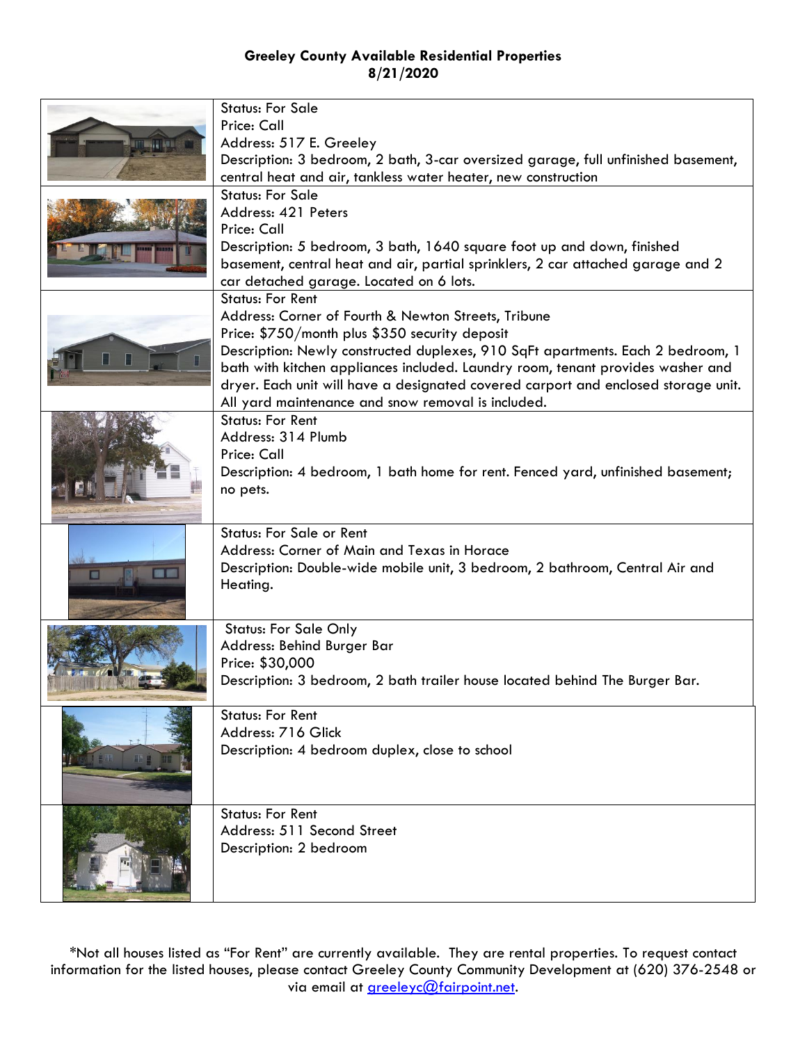**Greeley County Available Residential Properties**
**8/21/2020**

| | |
|---|---|
| | Status: For Sale<br>Price: Call<br>Address: 517 E. Greeley<br>Description: 3 bedroom, 2 bath, 3-car oversized garage, full unfinished basement, central heat and air, tankless water heater, new construction |
| | Status: For Sale<br>Address: 421 Peters<br>Price: Call<br>Description: 5 bedroom, 3 bath, 1640 square foot up and down, finished basement, central heat and air, partial sprinklers, 2 car attached garage and 2 car detached garage. Located on 6 lots. |
| | Status: For Rent<br>Address: Corner of Fourth & Newton Streets, Tribune<br>Price: $750/month plus $350 security deposit<br>Description: Newly constructed duplexes, 910 SqFt apartments. Each 2 bedroom, 1 bath with kitchen appliances included. Laundry room, tenant provides washer and dryer. Each unit will have a designated covered carport and enclosed storage unit. All yard maintenance and snow removal is included. |
| | Status: For Rent<br>Address: 314 Plumb<br>Price: Call<br>Description: 4 bedroom, 1 bath home for rent. Fenced yard, unfinished basement; no pets. |
| | Status: For Sale or Rent<br>Address: Corner of Main and Texas in Horace<br>Description: Double-wide mobile unit, 3 bedroom, 2 bathroom, Central Air and Heating. |
| | Status: For Sale Only<br>Address: Behind Burger Bar<br>Price: $30,000<br>Description: 3 bedroom, 2 bath trailer house located behind The Burger Bar. |
| | Status: For Rent<br>Address: 716 Glick<br>Description: 4 bedroom duplex, close to school |
| | Status: For Rent<br>Address: 511 Second Street<br>Description: 2 bedroom |

*Not all houses listed as "For Rent" are currently available. They are rental properties. To request contact information for the listed houses, please contact Greeley County Community Development at (620) 376-2548 or via email at greeleyc@fairpoint.net.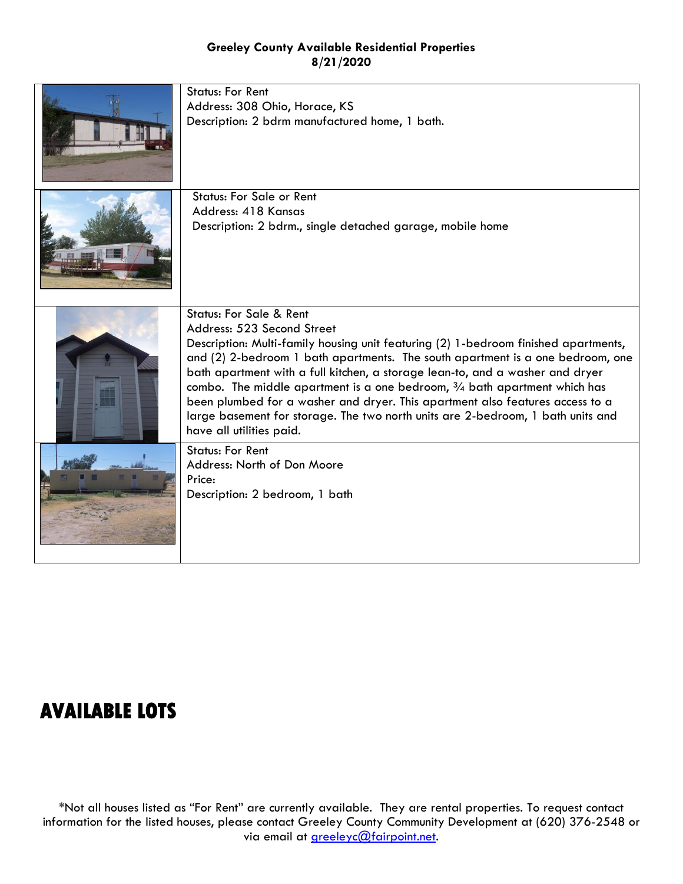**Greeley County Available Residential Properties**
**8/21/2020**

| | |
|---|---|
| | Status: For Rent<br>Address: 308 Ohio, Horace, KS<br>Description: 2 bdrm manufactured home, 1 bath. |
| | Status: For Sale or Rent<br>Address: 418 Kansas<br>Description: 2 bdrm., single detached garage, mobile home |
| | Status: For Sale & Rent<br>Address: 523 Second Street<br>Description: Multi-family housing unit featuring (2) 1-bedroom finished apartments, and (2) 2-bedroom 1 bath apartments. The south apartment is a one bedroom, one bath apartment with a full kitchen, a storage lean-to, and a washer and dryer combo. The middle apartment is a one bedroom, ¾ bath apartment which has been plumbed for a washer and dryer. This apartment also features access to a large basement for storage. The two north units are 2-bedroom, 1 bath units and have all utilities paid. |
| | Status: For Rent<br>Address: North of Don Moore<br>Price:<br>Description: 2 bedroom, 1 bath |

# AVAILABLE LOTS

*Not all houses listed as "For Rent" are currently available. They are rental properties. To request contact information for the listed houses, please contact Greeley County Community Development at (620) 376-2548 or via email at greeleyc@fairpoint.net.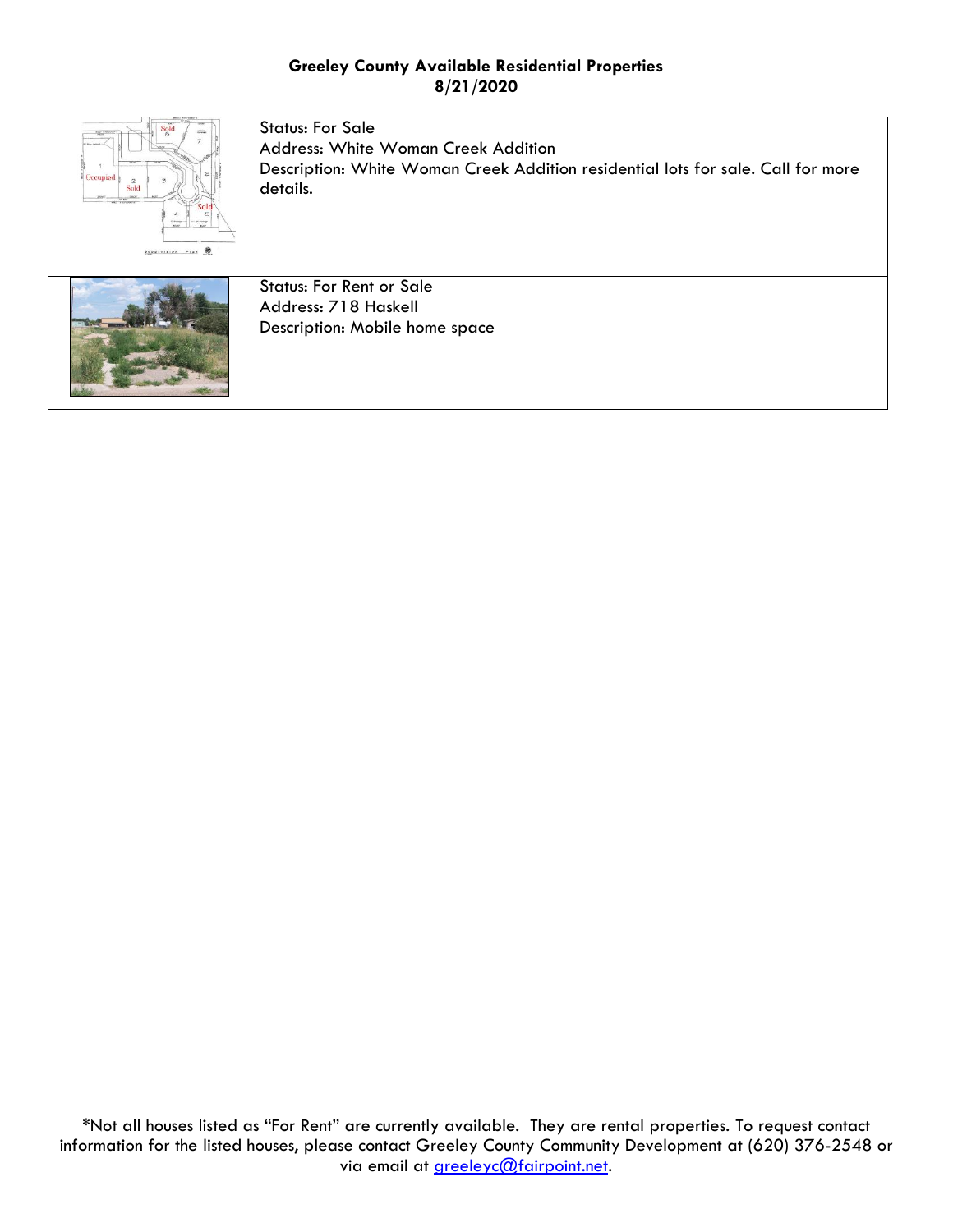**Greeley County Available Residential Properties**
**8/21/2020**

| | |
|---|---|
| | Status: For Sale<br>Address: White Woman Creek Addition<br>Description: White Woman Creek Addition residential lots for sale. Call for more details. |
| | Status: For Rent or Sale<br>Address: 718 Haskell<br>Description: Mobile home space |

*Not all houses listed as "For Rent" are currently available. They are rental properties. To request contact information for the listed houses, please contact Greeley County Community Development at (620) 376-2548 or via email at greeleyc@fairpoint.net.